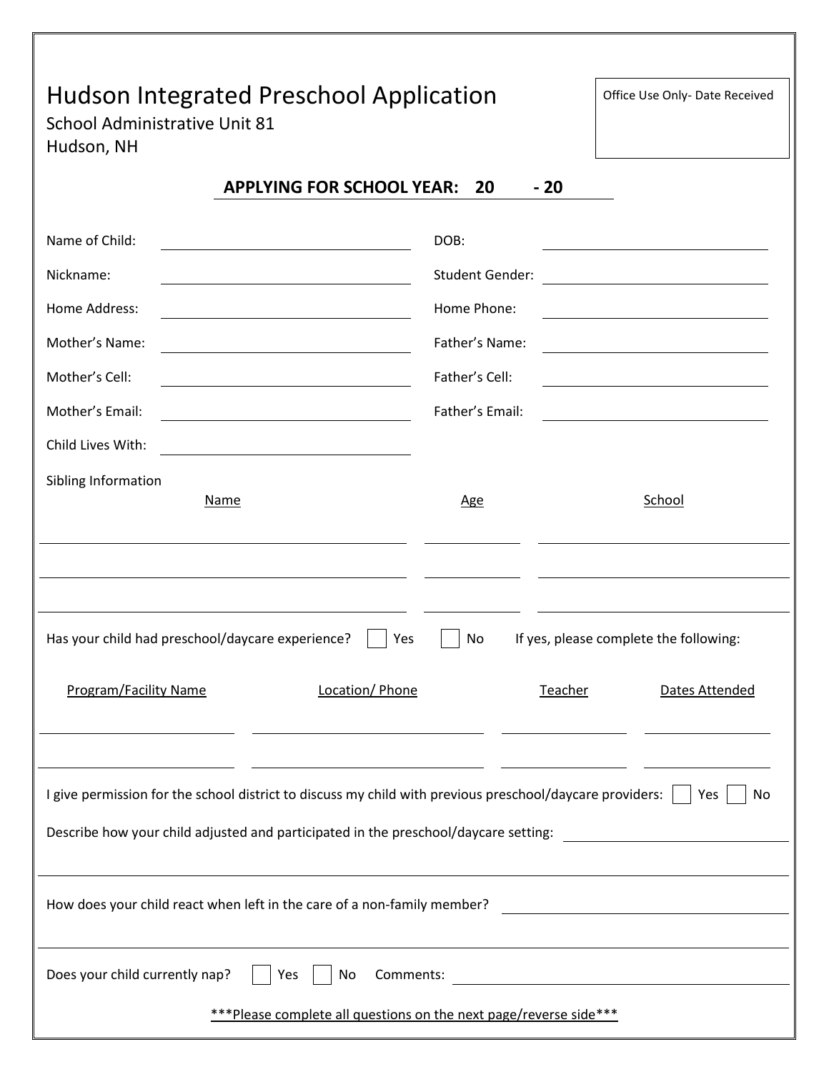# Hudson Integrated Preschool Application

School Administrative Unit 81
Hudson, NH

Office Use Only- Date Received

**APPLYING FOR SCHOOL YEAR: 20 - 20**

Name of Child: ____________________ DOB: ____________________

Nickname: ____________________ Student Gender: ____________________

Home Address: ____________________ Home Phone: ____________________

Mother's Name: ____________________ Father's Name: ____________________

Mother's Cell: ____________________ Father's Cell: ____________________

Mother's Email: ____________________ Father's Email: ____________________

Child Lives With: ____________________

Sibling Information

| Name | Age | School |
| --- | --- | --- |
| | | |
| | | |
| | | |

Has your child had preschool/daycare experience? ☐ Yes ☐ No If yes, please complete the following:

| Program/Facility Name | Location/ Phone | Teacher | Dates Attended |
| --- | --- | --- | --- |
| | | | |
| | | | |

I give permission for the school district to discuss my child with previous preschool/daycare providers: ☐ Yes ☐ No

Describe how your child adjusted and participated in the preschool/daycare setting: ____________________

How does your child react when left in the care of a non-family member? ____________________

Does your child currently nap? ☐ Yes ☐ No Comments: ____________________

***Please complete all questions on the next page/reverse side***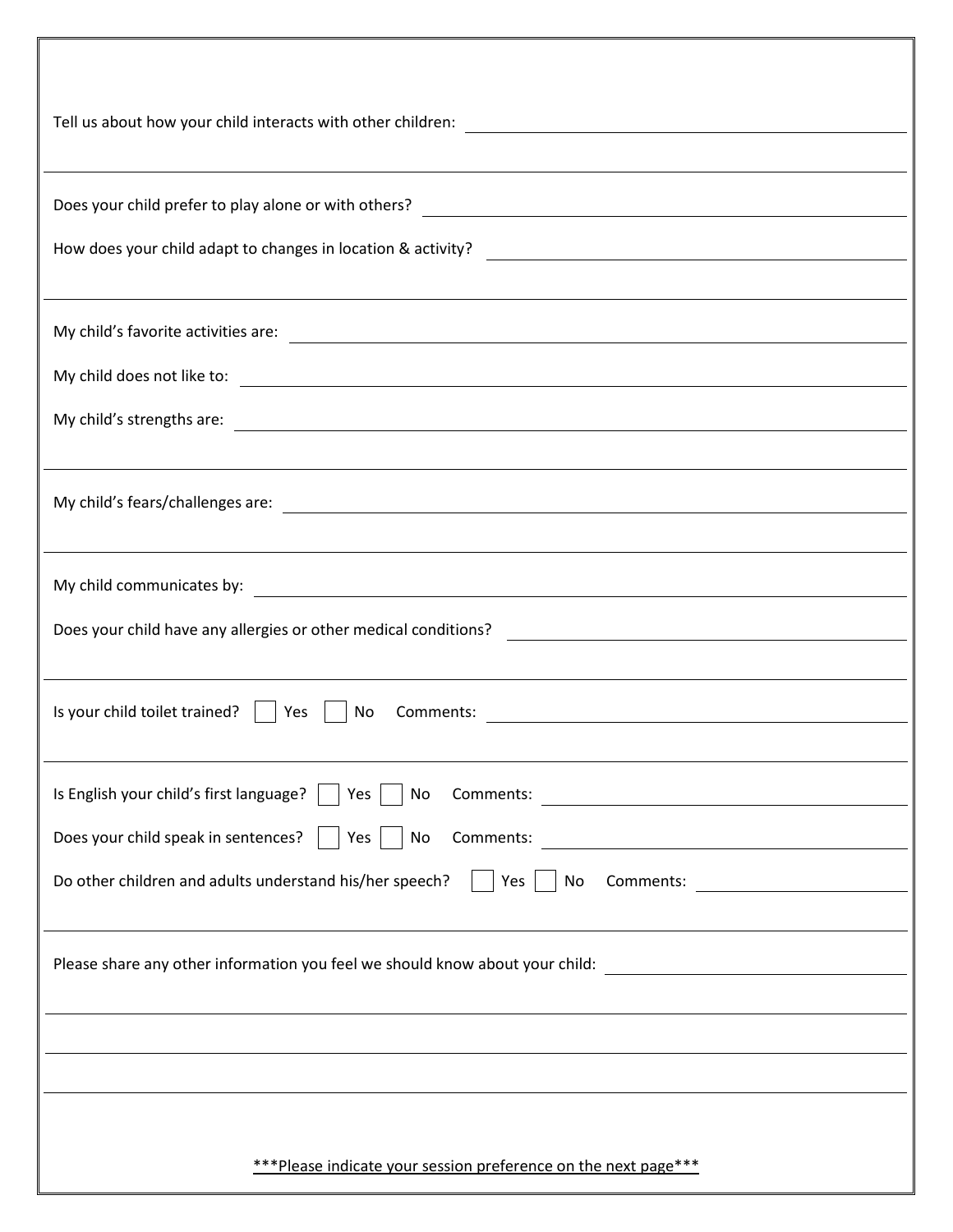Tell us about how your child interacts with other children: ____________________

---

Does your child prefer to play alone or with others? ____________________

How does your child adapt to changes in location & activity? ____________________

---

My child's favorite activities are: ____________________

My child does not like to: ____________________

My child's strengths are: ____________________

---

My child's fears/challenges are: ____________________

---

My child communicates by: ____________________

Does your child have any allergies or other medical conditions? ____________________

---

Is your child toilet trained? ☐ Yes ☐ No Comments: ____________________

---

Is English your child's first language? ☐ Yes ☐ No Comments: ____________________

Does your child speak in sentences? ☐ Yes ☐ No Comments: ____________________

Do other children and adults understand his/her speech? ☐ Yes ☐ No Comments: ____________________

---

Please share any other information you feel we should know about your child: ____________________

---

---

---

<u>***Please indicate your session preference on the next page***</u>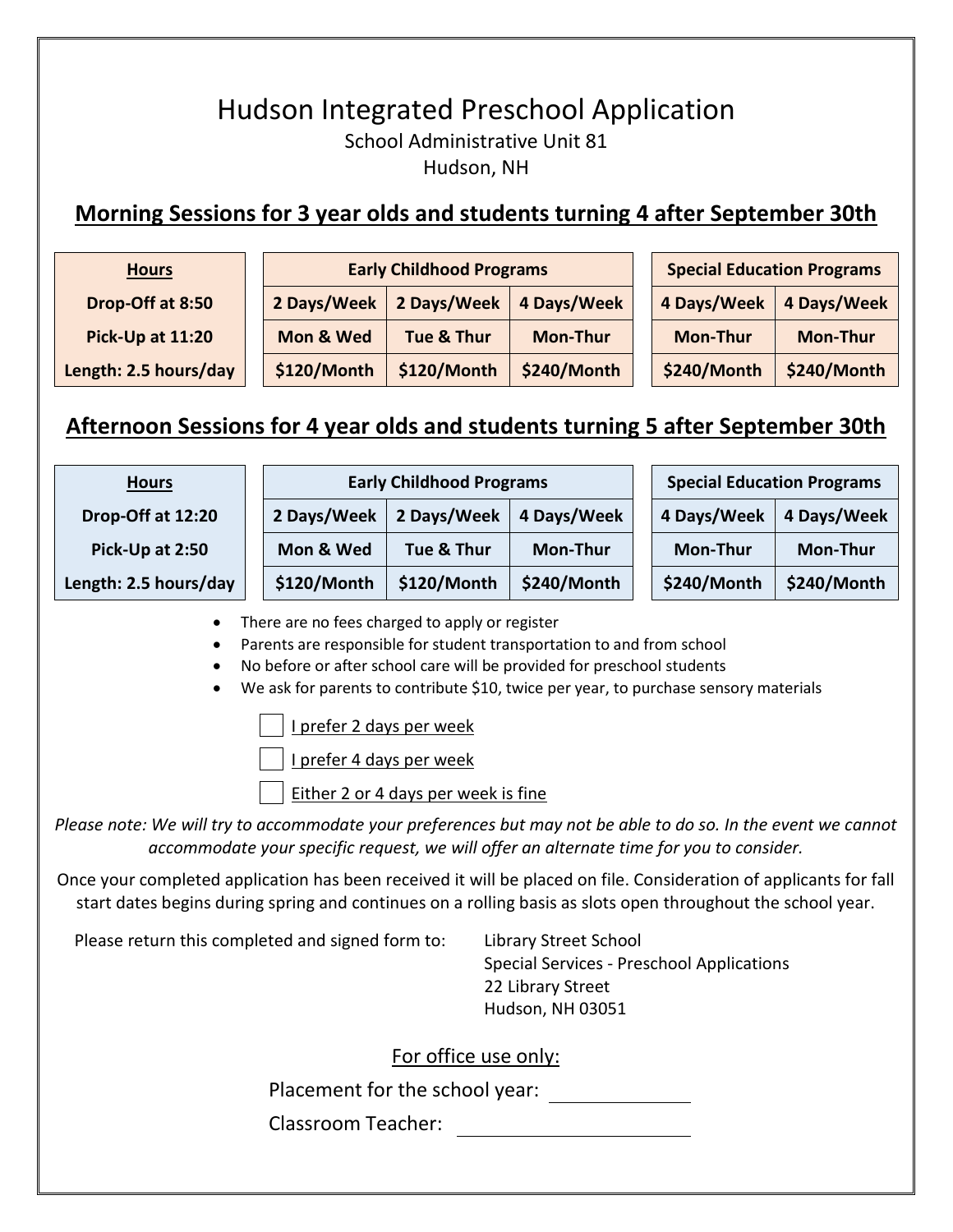# Hudson Integrated Preschool Application

School Administrative Unit 81

Hudson, NH

## Morning Sessions for 3 year olds and students turning 4 after September 30th

| Hours |
|---|
| Drop-Off at 8:50 |
| Pick-Up at 11:20 |
| Length: 2.5 hours/day |

| Early Childhood Programs | | |
|---|---|---|
| 2 Days/Week | 2 Days/Week | 4 Days/Week |
| Mon & Wed | Tue & Thur | Mon-Thur |
| $120/Month | $120/Month | $240/Month |

| Special Education Programs | |
|---|---|
| 4 Days/Week | 4 Days/Week |
| Mon-Thur | Mon-Thur |
| $240/Month | $240/Month |

## Afternoon Sessions for 4 year olds and students turning 5 after September 30th

| Hours |
|---|
| Drop-Off at 12:20 |
| Pick-Up at 2:50 |
| Length: 2.5 hours/day |

| Early Childhood Programs | | |
|---|---|---|
| 2 Days/Week | 2 Days/Week | 4 Days/Week |
| Mon & Wed | Tue & Thur | Mon-Thur |
| $120/Month | $120/Month | $240/Month |

| Special Education Programs | |
|---|---|
| 4 Days/Week | 4 Days/Week |
| Mon-Thur | Mon-Thur |
| $240/Month | $240/Month |

- There are no fees charged to apply or register
- Parents are responsible for student transportation to and from school
- No before or after school care will be provided for preschool students
- We ask for parents to contribute $10, twice per year, to purchase sensory materials

☐ I prefer 2 days per week

☐ I prefer 4 days per week

☐ Either 2 or 4 days per week is fine

*Please note: We will try to accommodate your preferences but may not be able to do so. In the event we cannot accommodate your specific request, we will offer an alternate time for you to consider.*

Once your completed application has been received it will be placed on file. Consideration of applicants for fall start dates begins during spring and continues on a rolling basis as slots open throughout the school year.

Please return this completed and signed form to:

Library Street School
Special Services - Preschool Applications
22 Library Street
Hudson, NH 03051

For office use only:

Placement for the school year: ______________

Classroom Teacher: ______________________